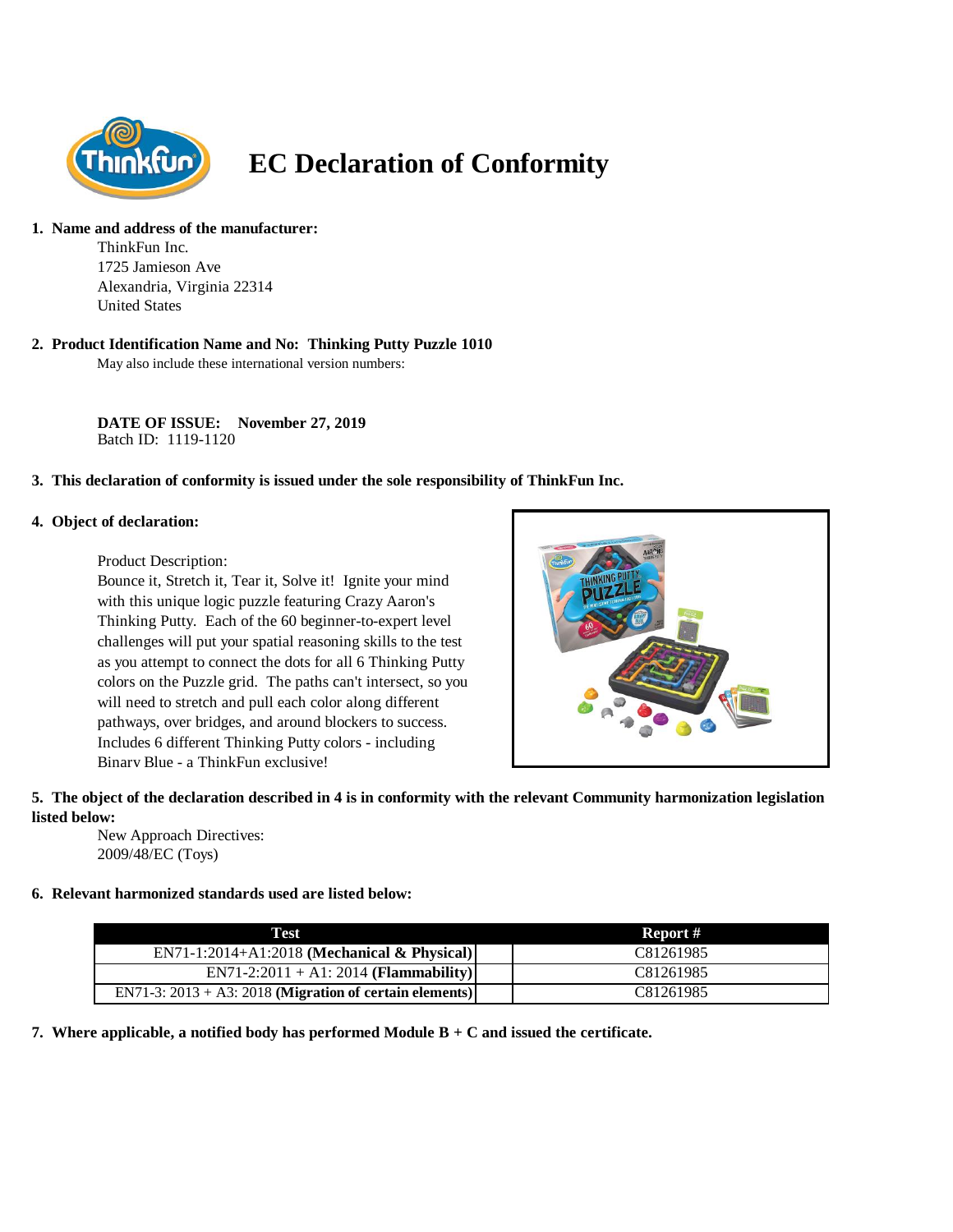# EC Declaration of Conformity

1. **Name and address of the manufacturer:**

   ThinkFun Inc.
   1725 Jamieson Ave
   Alexandria, Virginia 22314
   United States

2. **Product Identification Name and No: Thinking Putty Puzzle 1010**

   May also include these international version numbers:

   **DATE OF ISSUE: November 27, 2019**
   Batch ID: 1119-1120

3. **This declaration of conformity is issued under the sole responsibility of ThinkFun Inc.**

4. **Object of declaration:**

   Product Description:
   Bounce it, Stretch it, Tear it, Solve it! Ignite your mind with this unique logic puzzle featuring Crazy Aaron's Thinking Putty. Each of the 60 beginner-to-expert level challenges will put your spatial reasoning skills to the test as you attempt to connect the dots for all 6 Thinking Putty colors on the Puzzle grid. The paths can't intersect, so you will need to stretch and pull each color along different pathways, over bridges, and around blockers to success. Includes 6 different Thinking Putty colors - including Binary Blue - a ThinkFun exclusive!

5. **The object of the declaration described in 4 is in conformity with the relevant Community harmonization legislation listed below:**

   New Approach Directives:
   2009/48/EC (Toys)

6. **Relevant harmonized standards used are listed below:**

| Test | Report # |
|---|---|
| EN71-1:2014+A1:2018 **(Mechanical & Physical)** | C81261985 |
| EN71-2:2011 + A1: 2014 **(Flammability)** | C81261985 |
| EN71-3: 2013 + A3: 2018 **(Migration of certain elements)** | C81261985 |

7. **Where applicable, a notified body has performed Module B + C and issued the certificate.**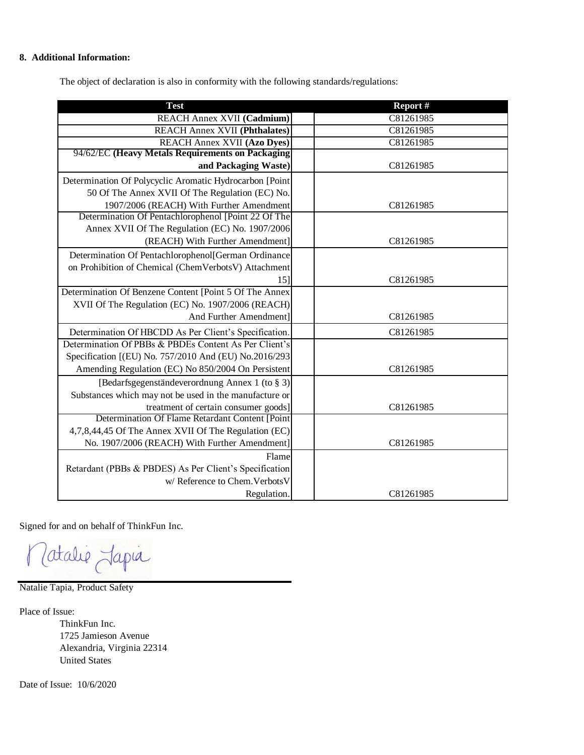## 8. Additional Information:

The object of declaration is also in conformity with the following standards/regulations:

| Test | Report # |
|---|---|
| REACH Annex XVII **(Cadmium)** | C81261985 |
| REACH Annex XVII **(Phthalates)** | C81261985 |
| REACH Annex XVII **(Azo Dyes)** | C81261985 |
| 94/62/EC **(Heavy Metals Requirements on Packaging and Packaging Waste)** | C81261985 |
| Determination Of Polycyclic Aromatic Hydrocarbon [Point 50 Of The Annex XVII Of The Regulation (EC) No. 1907/2006 (REACH) With Further Amendment | C81261985 |
| Determination Of Pentachlorophenol [Point 22 Of The Annex XVII Of The Regulation (EC) No. 1907/2006 (REACH) With Further Amendment] | C81261985 |
| Determination Of Pentachlorophenol[German Ordinance on Prohibition of Chemical (ChemVerbotsV) Attachment 15] | C81261985 |
| Determination Of Benzene Content [Point 5 Of The Annex XVII Of The Regulation (EC) No. 1907/2006 (REACH) And Further Amendment] | C81261985 |
| Determination Of HBCDD As Per Client's Specification. | C81261985 |
| Determination Of PBBs & PBDEs Content As Per Client's Specification [(EU) No. 757/2010 And (EU) No.2016/293 Amending Regulation (EC) No 850/2004 On Persistent | C81261985 |
| [Bedarfsgegenständeverordnung Annex 1 (to § 3) Substances which may not be used in the manufacture or treatment of certain consumer goods] | C81261985 |
| Determination Of Flame Retardant Content [Point 4,7,8,44,45 Of The Annex XVII Of The Regulation (EC) No. 1907/2006 (REACH) With Further Amendment] | C81261985 |
| Flame Retardant (PBBs & PBDES) As Per Client's Specification w/ Reference to Chem.VerbotsV Regulation. | C81261985 |

Signed for and on behalf of ThinkFun Inc.

Natalie Tapia

Natalie Tapia, Product Safety

Place of Issue:

ThinkFun Inc.
1725 Jamieson Avenue
Alexandria, Virginia 22314
United States

Date of Issue: 10/6/2020